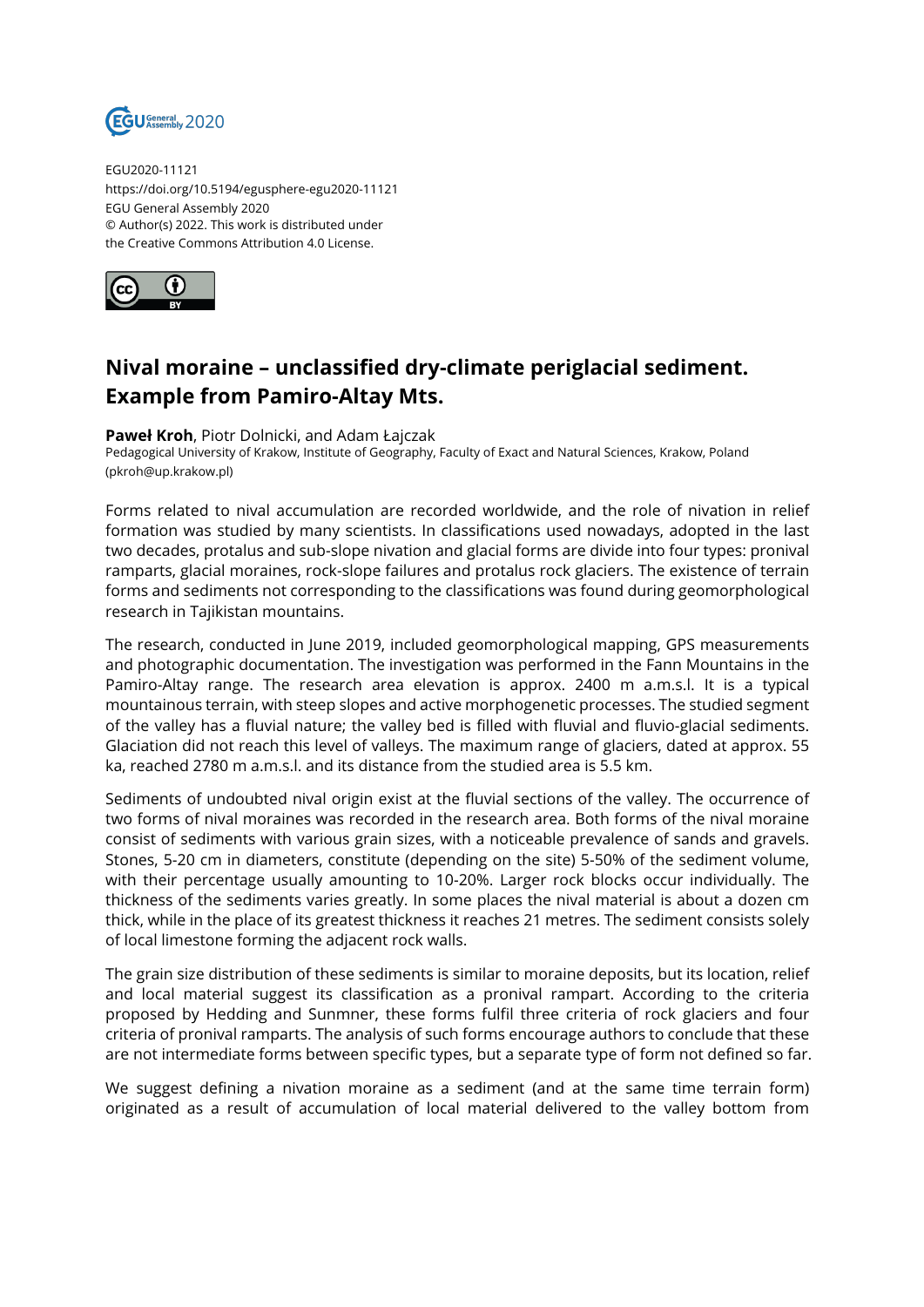EGU2020-11121
https://doi.org/10.5194/egusphere-egu2020-11121
EGU General Assembly 2020
© Author(s) 2022. This work is distributed under
the Creative Commons Attribution 4.0 License.

# Nival moraine – unclassified dry-climate periglacial sediment. Example from Pamiro-Altay Mts.

**Paweł Kroh**, Piotr Dolnicki, and Adam Łajczak
Pedagogical University of Krakow, Institute of Geography, Faculty of Exact and Natural Sciences, Krakow, Poland (pkroh@up.krakow.pl)

Forms related to nival accumulation are recorded worldwide, and the role of nivation in relief formation was studied by many scientists. In classifications used nowadays, adopted in the last two decades, protalus and sub-slope nivation and glacial forms are divide into four types: pronival ramparts, glacial moraines, rock-slope failures and protalus rock glaciers. The existence of terrain forms and sediments not corresponding to the classifications was found during geomorphological research in Tajikistan mountains.

The research, conducted in June 2019, included geomorphological mapping, GPS measurements and photographic documentation. The investigation was performed in the Fann Mountains in the Pamiro-Altay range. The research area elevation is approx. 2400 m a.m.s.l. It is a typical mountainous terrain, with steep slopes and active morphogenetic processes. The studied segment of the valley has a fluvial nature; the valley bed is filled with fluvial and fluvio-glacial sediments. Glaciation did not reach this level of valleys. The maximum range of glaciers, dated at approx. 55 ka, reached 2780 m a.m.s.l. and its distance from the studied area is 5.5 km.

Sediments of undoubted nival origin exist at the fluvial sections of the valley. The occurrence of two forms of nival moraines was recorded in the research area. Both forms of the nival moraine consist of sediments with various grain sizes, with a noticeable prevalence of sands and gravels. Stones, 5-20 cm in diameters, constitute (depending on the site) 5-50% of the sediment volume, with their percentage usually amounting to 10-20%. Larger rock blocks occur individually. The thickness of the sediments varies greatly. In some places the nival material is about a dozen cm thick, while in the place of its greatest thickness it reaches 21 metres. The sediment consists solely of local limestone forming the adjacent rock walls.

The grain size distribution of these sediments is similar to moraine deposits, but its location, relief and local material suggest its classification as a pronival rampart. According to the criteria proposed by Hedding and Sunmner, these forms fulfil three criteria of rock glaciers and four criteria of pronival ramparts. The analysis of such forms encourage authors to conclude that these are not intermediate forms between specific types, but a separate type of form not defined so far.

We suggest defining a nivation moraine as a sediment (and at the same time terrain form) originated as a result of accumulation of local material delivered to the valley bottom from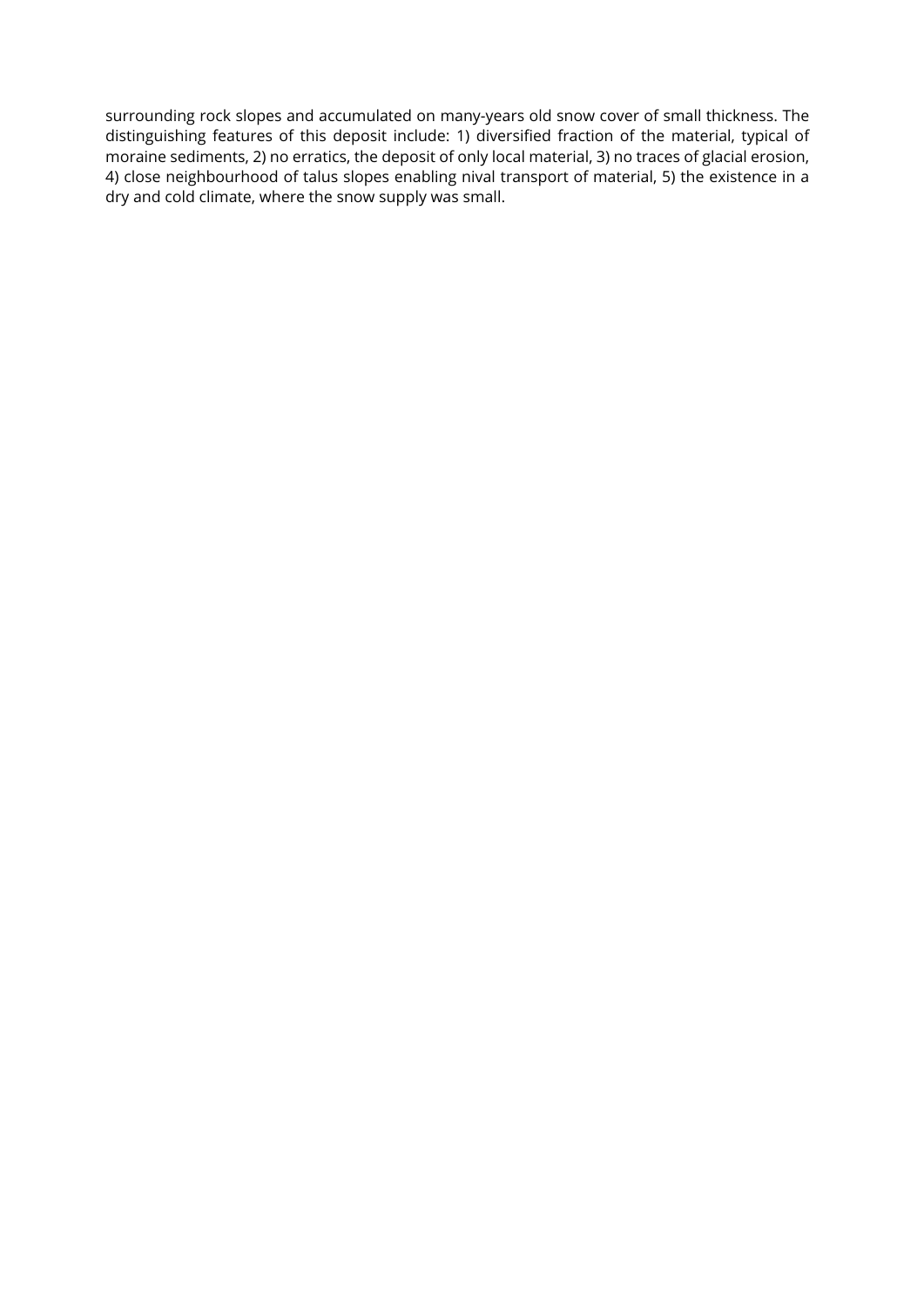surrounding rock slopes and accumulated on many-years old snow cover of small thickness. The distinguishing features of this deposit include: 1) diversified fraction of the material, typical of moraine sediments, 2) no erratics, the deposit of only local material, 3) no traces of glacial erosion, 4) close neighbourhood of talus slopes enabling nival transport of material, 5) the existence in a dry and cold climate, where the snow supply was small.